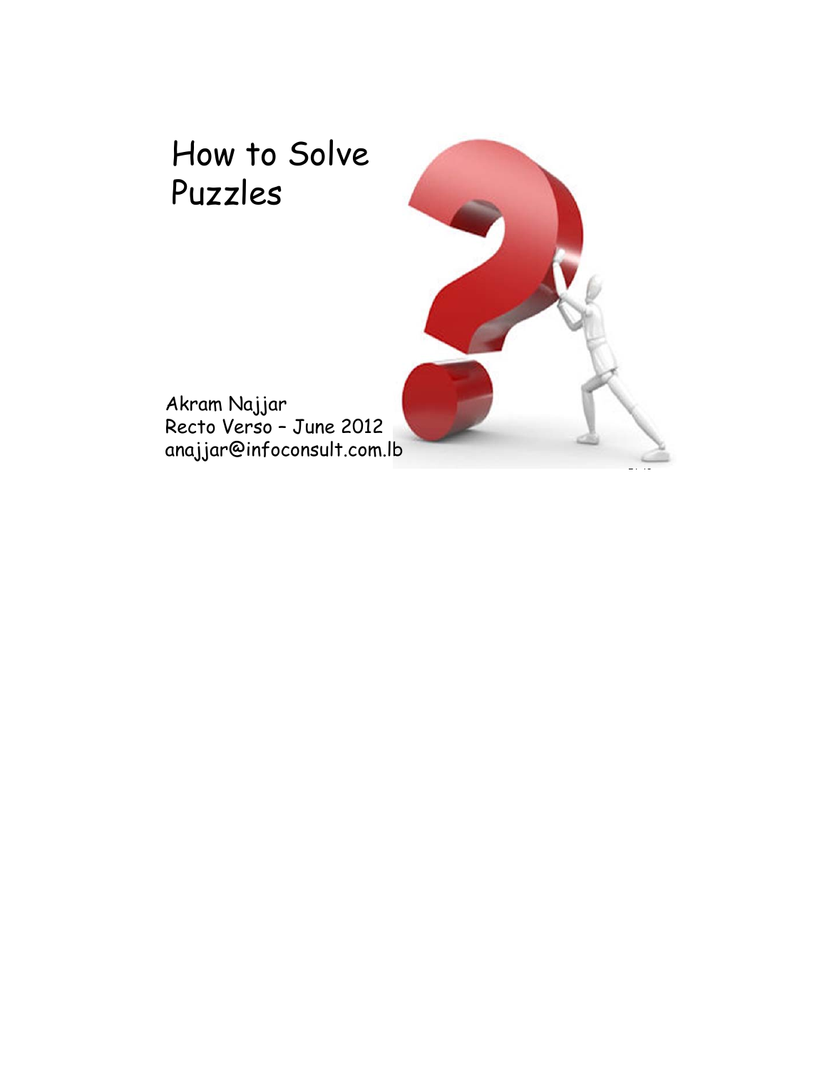# How to Solve Puzzles

Akram Najjar
Recto Verso – June 2012
anajjar@infoconsult.com.lb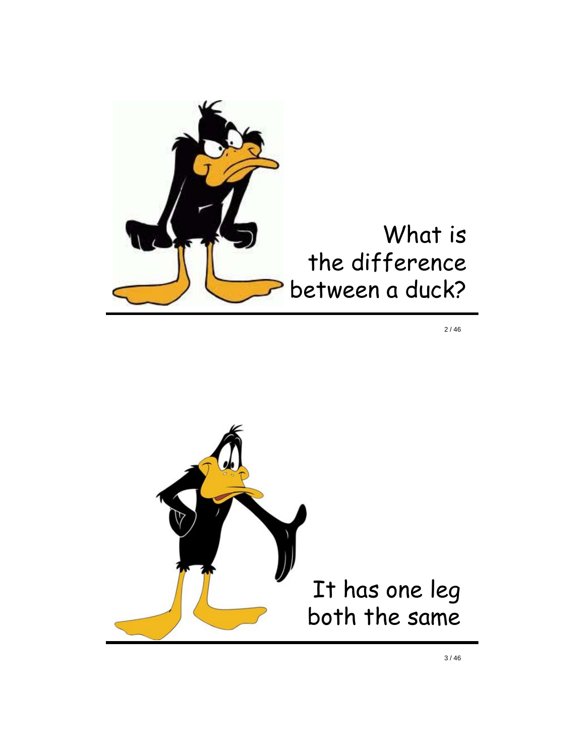What is the difference between a duck?

It has one leg both the same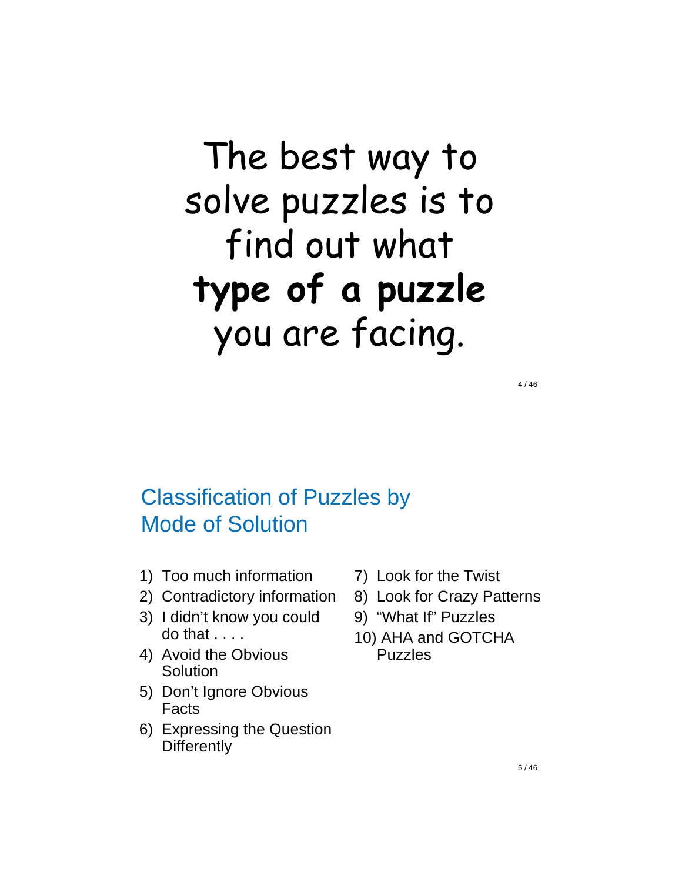The best way to solve puzzles is to find out what **type of a puzzle** you are facing.

## Classification of Puzzles by Mode of Solution

1) Too much information
2) Contradictory information
3) I didn't know you could do that . . . .
4) Avoid the Obvious Solution
5) Don't Ignore Obvious Facts
6) Expressing the Question Differently
7) Look for the Twist
8) Look for Crazy Patterns
9) "What If" Puzzles
10) AHA and GOTCHA Puzzles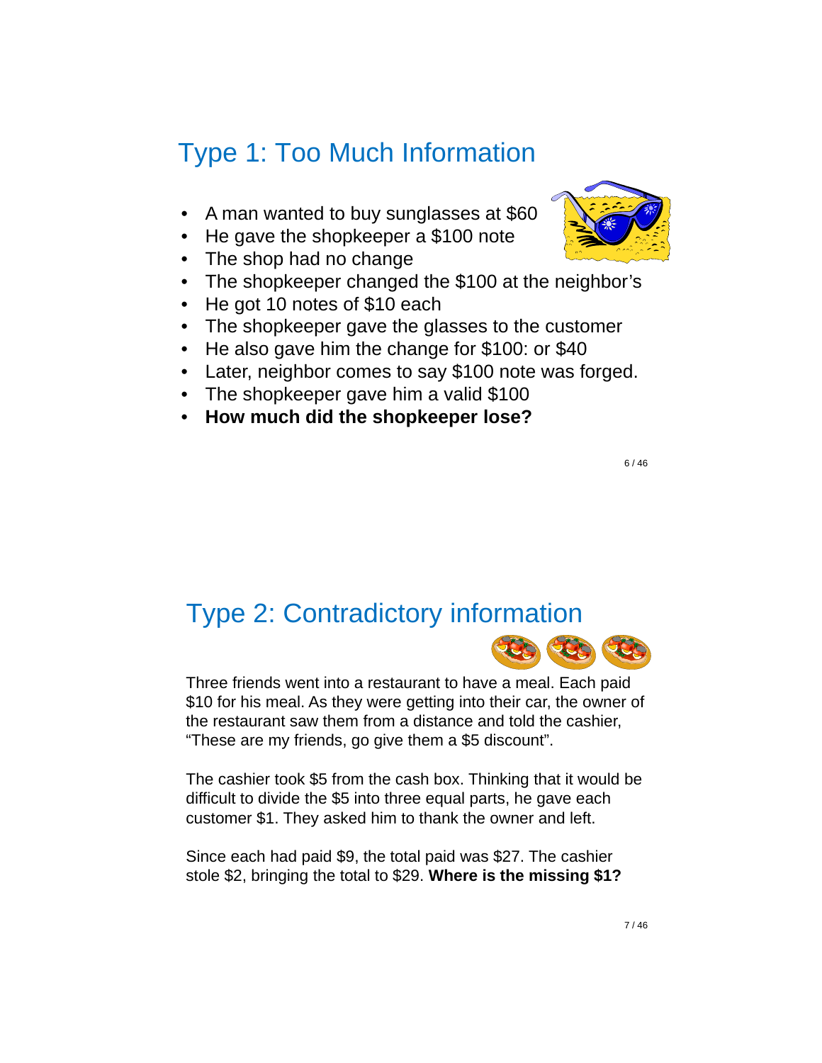## Type 1: Too Much Information

- A man wanted to buy sunglasses at $60
- He gave the shopkeeper a $100 note
- The shop had no change
- The shopkeeper changed the $100 at the neighbor's
- He got 10 notes of $10 each
- The shopkeeper gave the glasses to the customer
- He also gave him the change for $100: or $40
- Later, neighbor comes to say $100 note was forged.
- The shopkeeper gave him a valid $100
- **How much did the shopkeeper lose?**

## Type 2: Contradictory information

Three friends went into a restaurant to have a meal. Each paid $10 for his meal. As they were getting into their car, the owner of the restaurant saw them from a distance and told the cashier, "These are my friends, go give them a $5 discount".

The cashier took $5 from the cash box. Thinking that it would be difficult to divide the $5 into three equal parts, he gave each customer $1. They asked him to thank the owner and left.

Since each had paid $9, the total paid was $27. The cashier stole $2, bringing the total to $29. **Where is the missing $1?**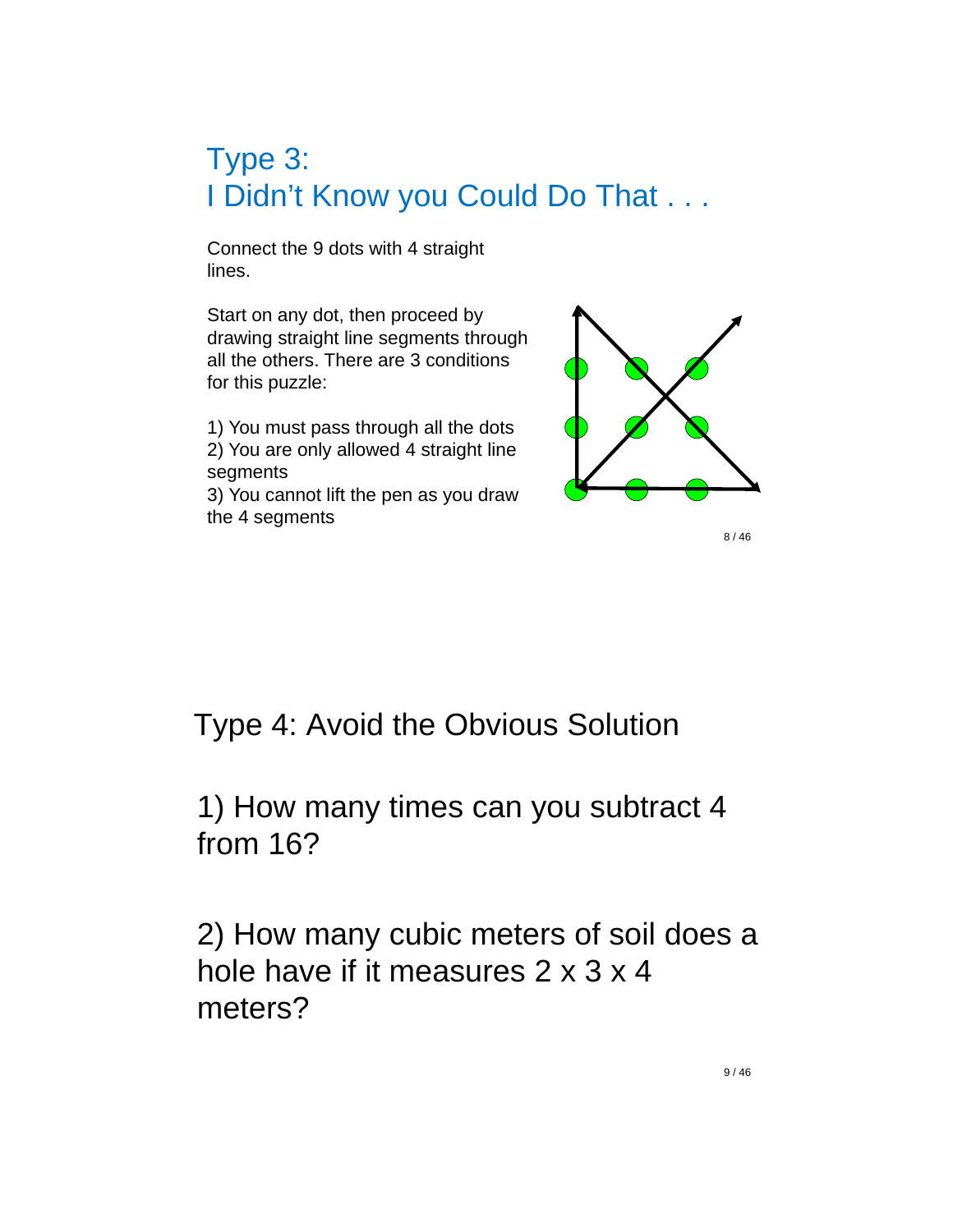## Type 3:
## I Didn't Know you Could Do That . . .

Connect the 9 dots with 4 straight lines.

Start on any dot, then proceed by drawing straight line segments through all the others. There are 3 conditions for this puzzle:

1) You must pass through all the dots
2) You are only allowed 4 straight line segments
3) You cannot lift the pen as you draw the 4 segments

## Type 4: Avoid the Obvious Solution

1) How many times can you subtract 4 from 16?

2) How many cubic meters of soil does a hole have if it measures 2 x 3 x 4 meters?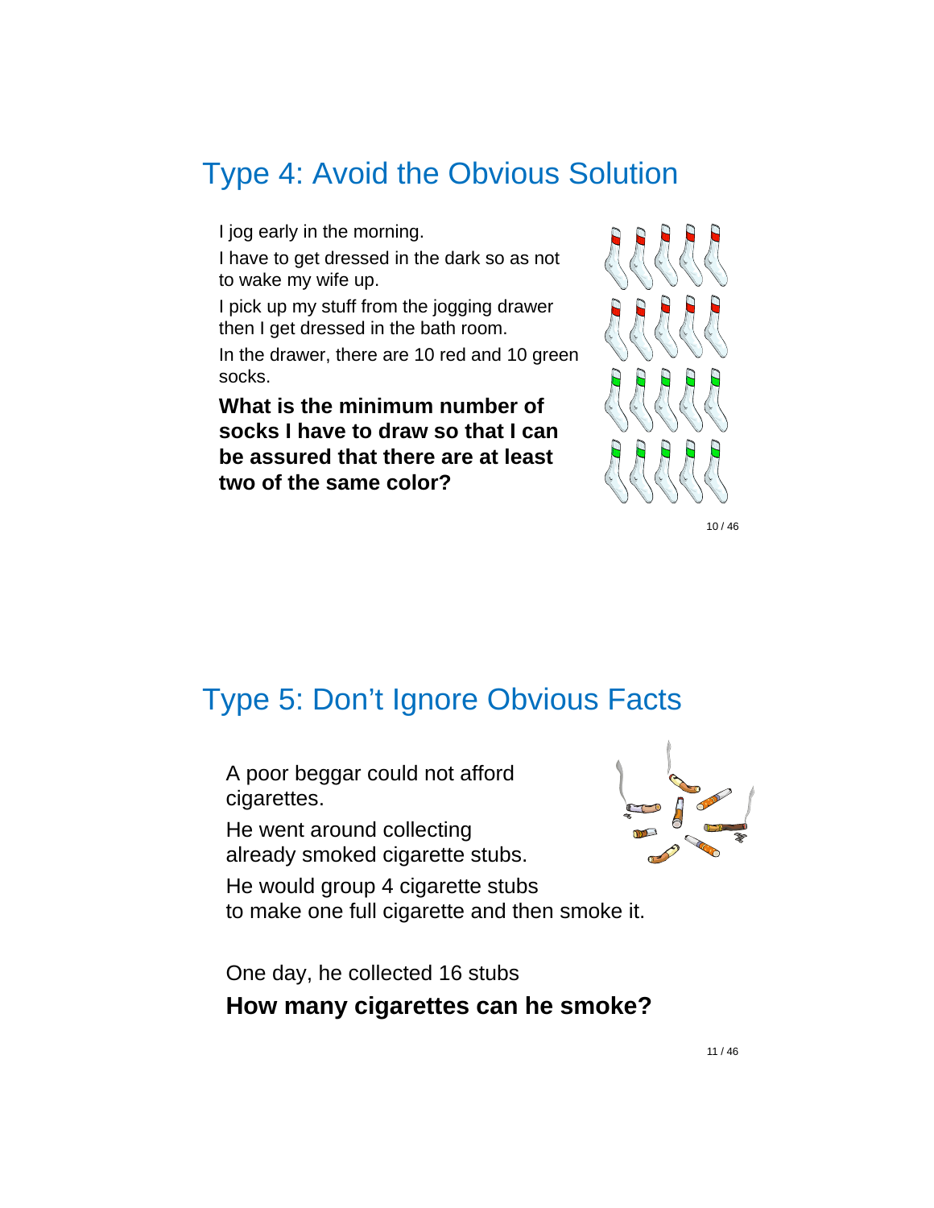## Type 4: Avoid the Obvious Solution

I jog early in the morning.

I have to get dressed in the dark so as not to wake my wife up.

I pick up my stuff from the jogging drawer then I get dressed in the bath room.

In the drawer, there are 10 red and 10 green socks.

**What is the minimum number of socks I have to draw so that I can be assured that there are at least two of the same color?**

## Type 5: Don't Ignore Obvious Facts

A poor beggar could not afford cigarettes.

He went around collecting already smoked cigarette stubs.

He would group 4 cigarette stubs to make one full cigarette and then smoke it.

One day, he collected 16 stubs

**How many cigarettes can he smoke?**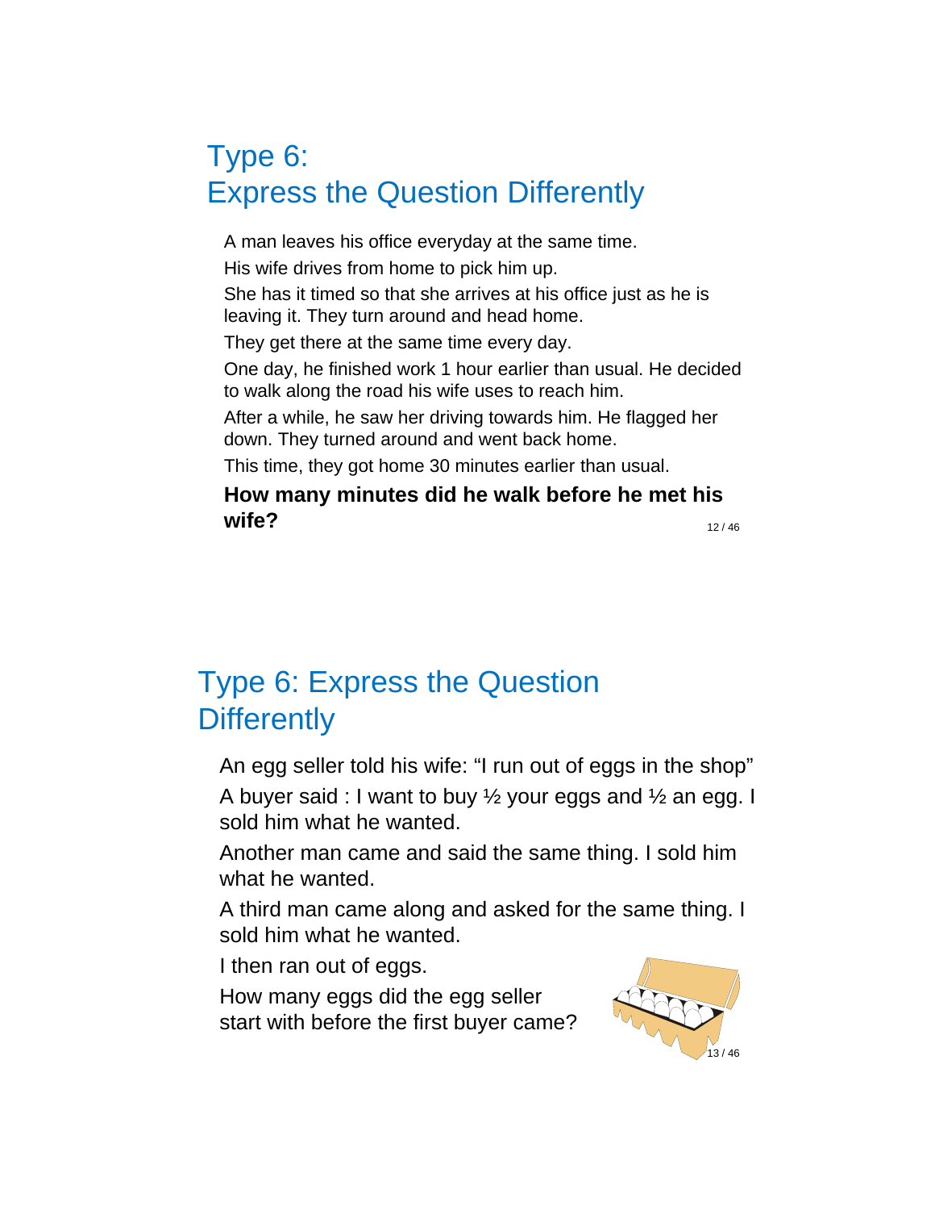## Type 6: Express the Question Differently

A man leaves his office everyday at the same time.

His wife drives from home to pick him up.

She has it timed so that she arrives at his office just as he is leaving it. They turn around and head home.

They get there at the same time every day.

One day, he finished work 1 hour earlier than usual. He decided to walk along the road his wife uses to reach him.

After a while, he saw her driving towards him. He flagged her down. They turned around and went back home.

This time, they got home 30 minutes earlier than usual.

**How many minutes did he walk before he met his wife?**

## Type 6: Express the Question Differently

An egg seller told his wife: "I run out of eggs in the shop"

A buyer said : I want to buy ½ your eggs and ½ an egg. I sold him what he wanted.

Another man came and said the same thing. I sold him what he wanted.

A third man came along and asked for the same thing. I sold him what he wanted.

I then ran out of eggs.

How many eggs did the egg seller start with before the first buyer came?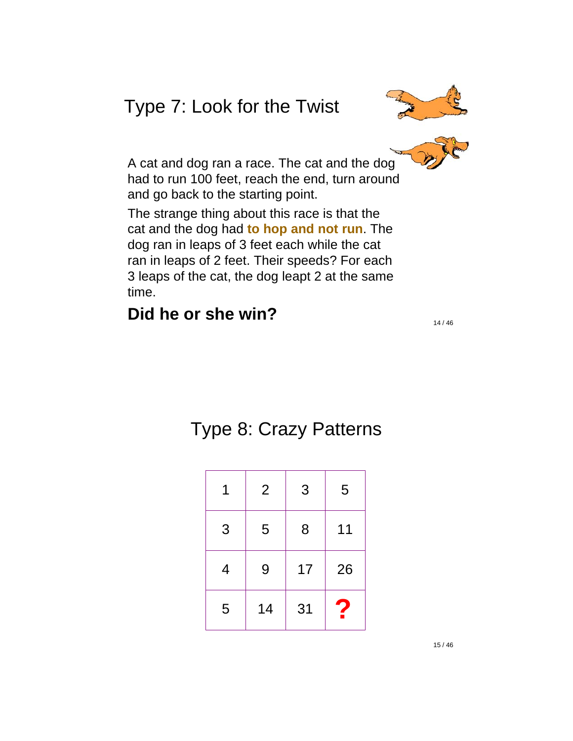## Type 7: Look for the Twist

A cat and dog ran a race. The cat and the dog had to run 100 feet, reach the end, turn around and go back to the starting point.

The strange thing about this race is that the cat and the dog had **to hop and not run**. The dog ran in leaps of 3 feet each while the cat ran in leaps of 2 feet. Their speeds? For each 3 leaps of the cat, the dog leapt 2 at the same time.

**Did he or she win?**

## Type 8: Crazy Patterns

| 1 | 2 | 3 | 5 |
|---|---|---|---|
| 3 | 5 | 8 | 11 |
| 4 | 9 | 17 | 26 |
| 5 | 14 | 31 | **?** |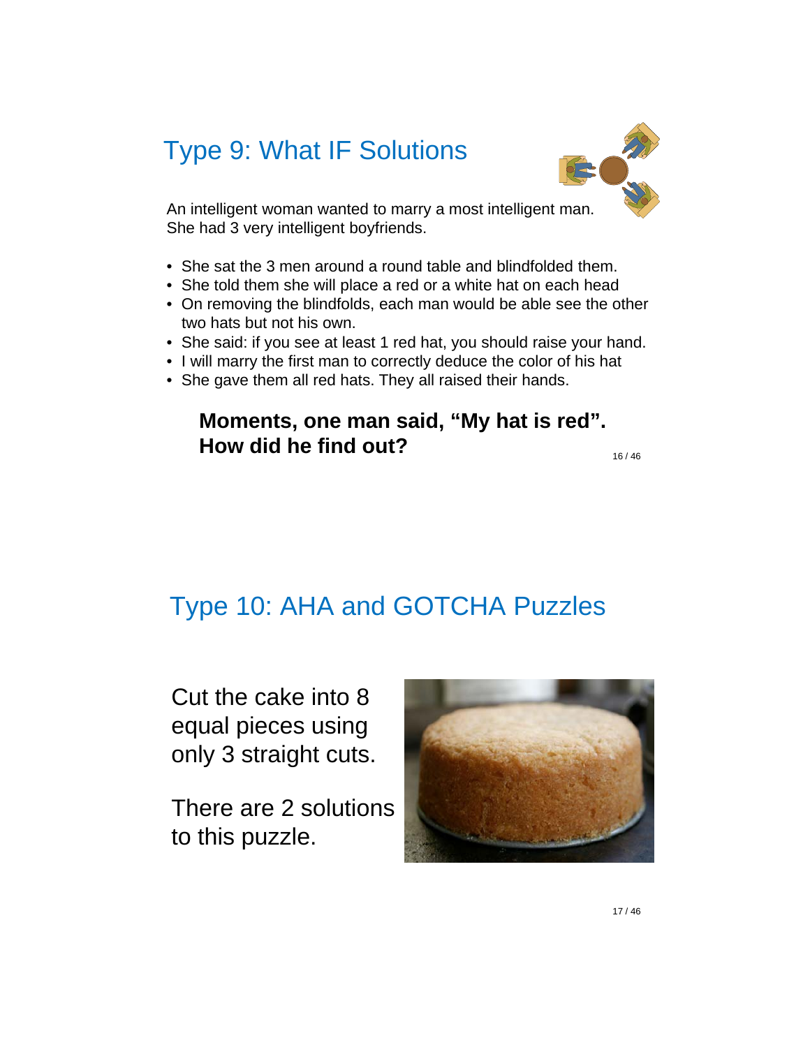## Type 9: What IF Solutions

An intelligent woman wanted to marry a most intelligent man. She had 3 very intelligent boyfriends.

- She sat the 3 men around a round table and blindfolded them.
- She told them she will place a red or a white hat on each head
- On removing the blindfolds, each man would be able see the other two hats but not his own.
- She said: if you see at least 1 red hat, you should raise your hand.
- I will marry the first man to correctly deduce the color of his hat
- She gave them all red hats. They all raised their hands.

**Moments, one man said, “My hat is red”. How did he find out?**

## Type 10: AHA and GOTCHA Puzzles

Cut the cake into 8 equal pieces using only 3 straight cuts.

There are 2 solutions to this puzzle.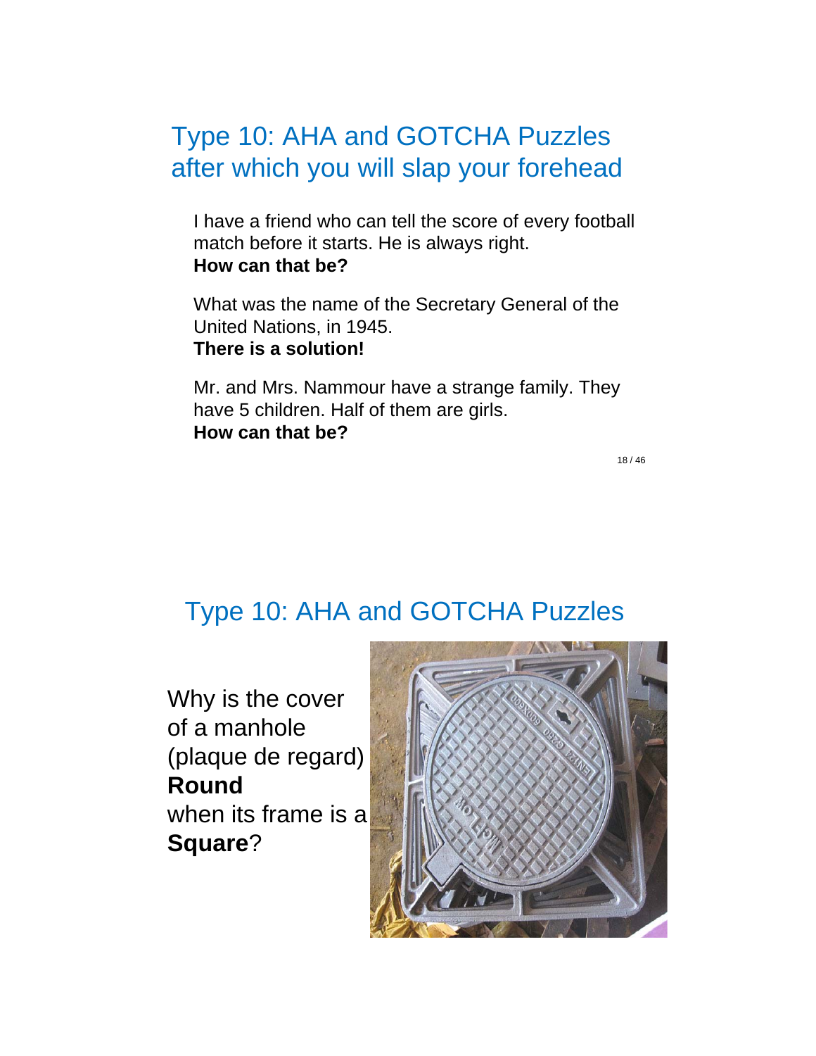# Type 10: AHA and GOTCHA Puzzles after which you will slap your forehead

I have a friend who can tell the score of every football match before it starts. He is always right.
**How can that be?**

What was the name of the Secretary General of the United Nations, in 1945.
**There is a solution!**

Mr. and Mrs. Nammour have a strange family. They have 5 children. Half of them are girls.
**How can that be?**

# Type 10: AHA and GOTCHA Puzzles

Why is the cover of a manhole (plaque de regard) **Round** when its frame is a **Square**?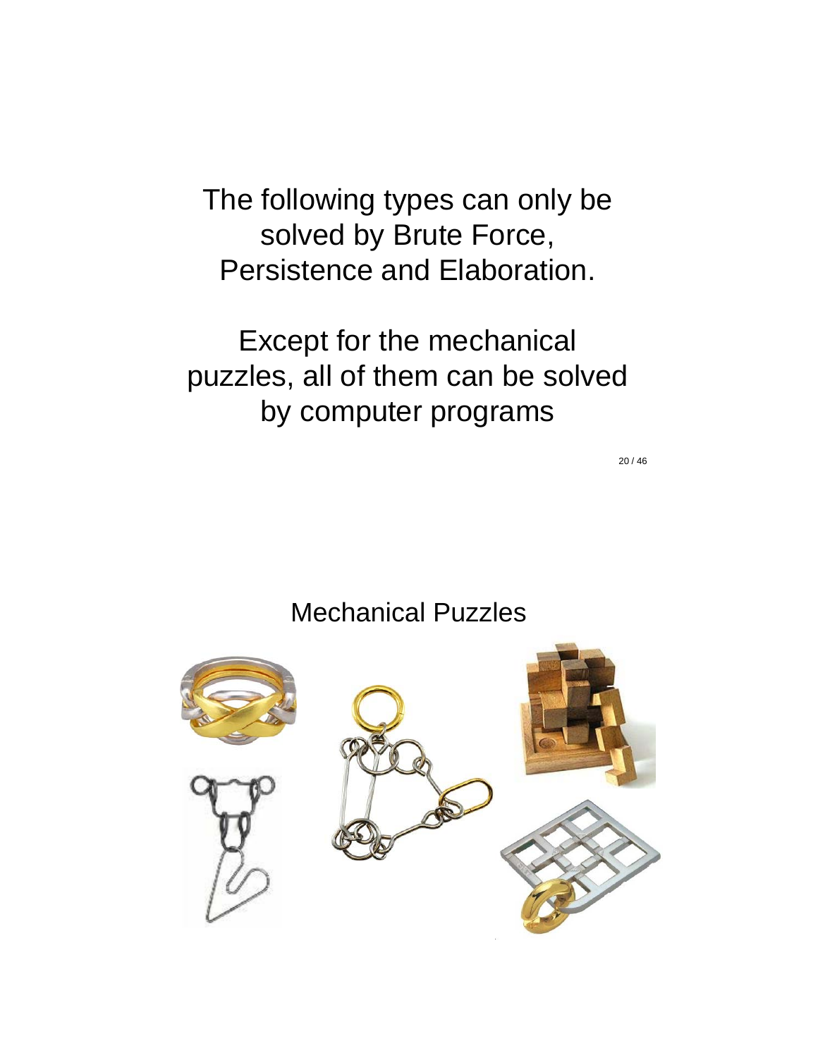The following types can only be solved by Brute Force, Persistence and Elaboration.

Except for the mechanical puzzles, all of them can be solved by computer programs

## Mechanical Puzzles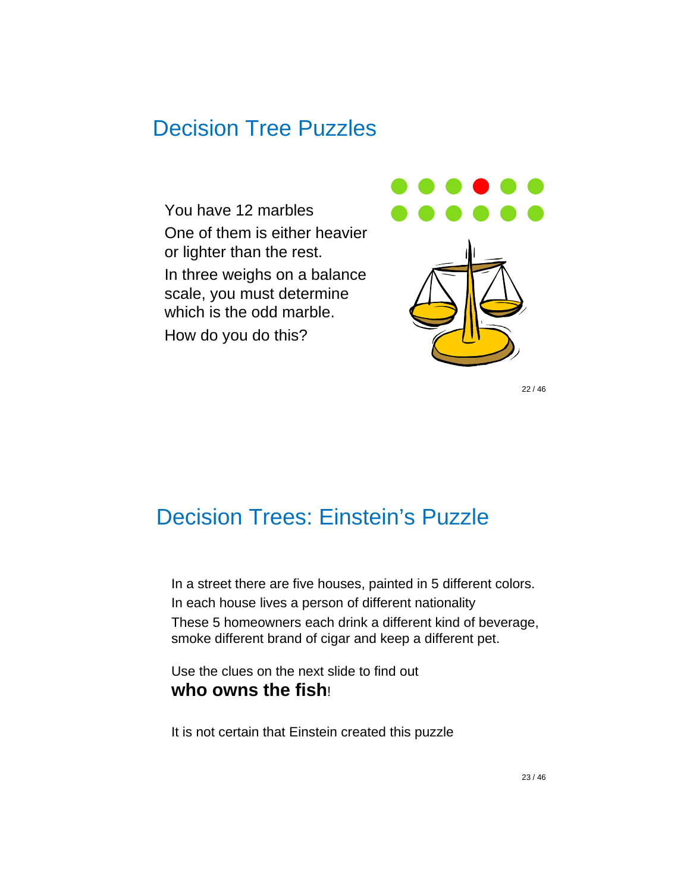## Decision Tree Puzzles

You have 12 marbles

One of them is either heavier or lighter than the rest.

In three weighs on a balance scale, you must determine which is the odd marble.

How do you do this?

## Decision Trees: Einstein's Puzzle

In a street there are five houses, painted in 5 different colors.

In each house lives a person of different nationality

These 5 homeowners each drink a different kind of beverage, smoke different brand of cigar and keep a different pet.

Use the clues on the next slide to find out
**who owns the fish**!

It is not certain that Einstein created this puzzle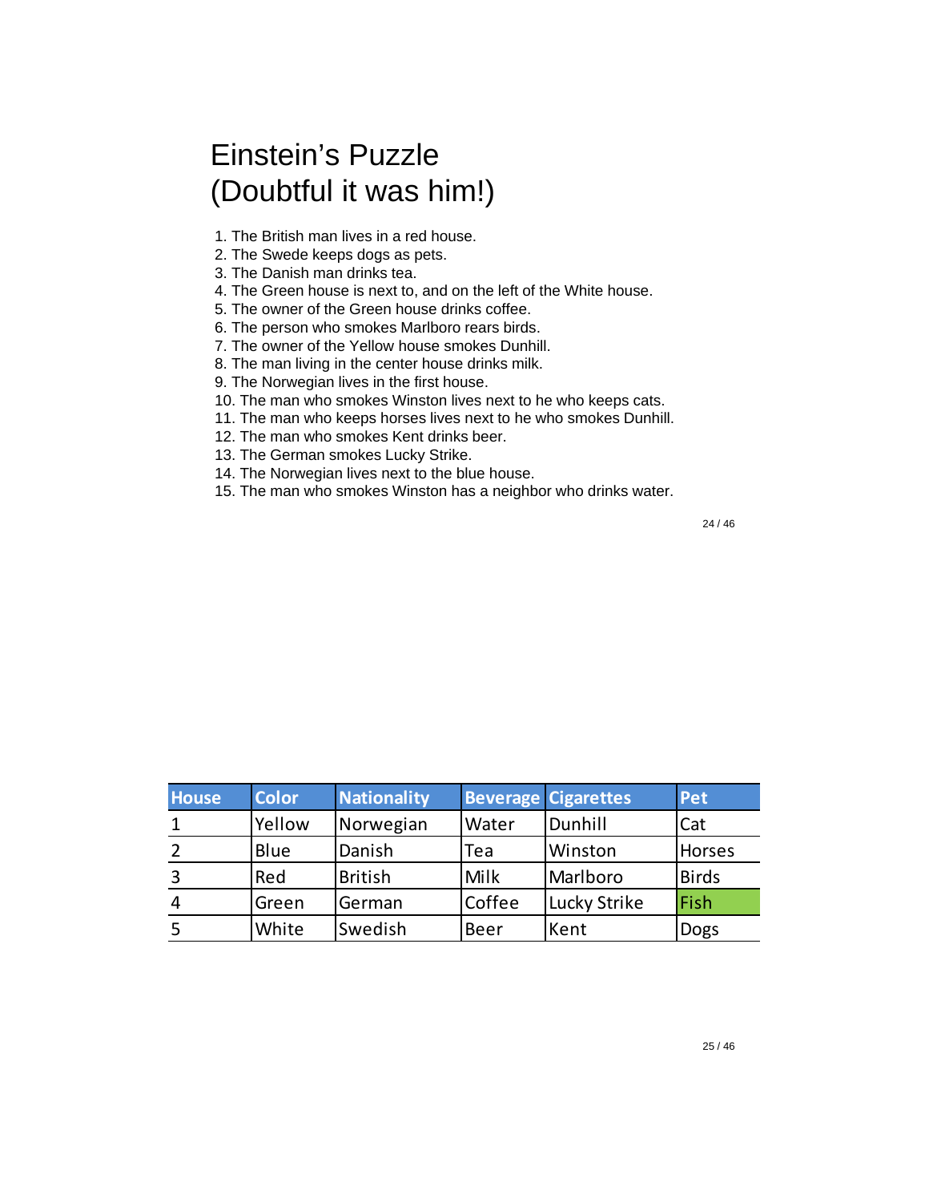# Einstein's Puzzle (Doubtful it was him!)

1. The British man lives in a red house.
2. The Swede keeps dogs as pets.
3. The Danish man drinks tea.
4. The Green house is next to, and on the left of the White house.
5. The owner of the Green house drinks coffee.
6. The person who smokes Marlboro rears birds.
7. The owner of the Yellow house smokes Dunhill.
8. The man living in the center house drinks milk.
9. The Norwegian lives in the first house.
10. The man who smokes Winston lives next to he who keeps cats.
11. The man who keeps horses lives next to he who smokes Dunhill.
12. The man who smokes Kent drinks beer.
13. The German smokes Lucky Strike.
14. The Norwegian lives next to the blue house.
15. The man who smokes Winston has a neighbor who drinks water.

| House | Color | Nationality | Beverage | Cigarettes | Pet |
|---|---|---|---|---|---|
| 1 | Yellow | Norwegian | Water | Dunhill | Cat |
| 2 | Blue | Danish | Tea | Winston | Horses |
| 3 | Red | British | Milk | Marlboro | Birds |
| 4 | Green | German | Coffee | Lucky Strike | Fish |
| 5 | White | Swedish | Beer | Kent | Dogs |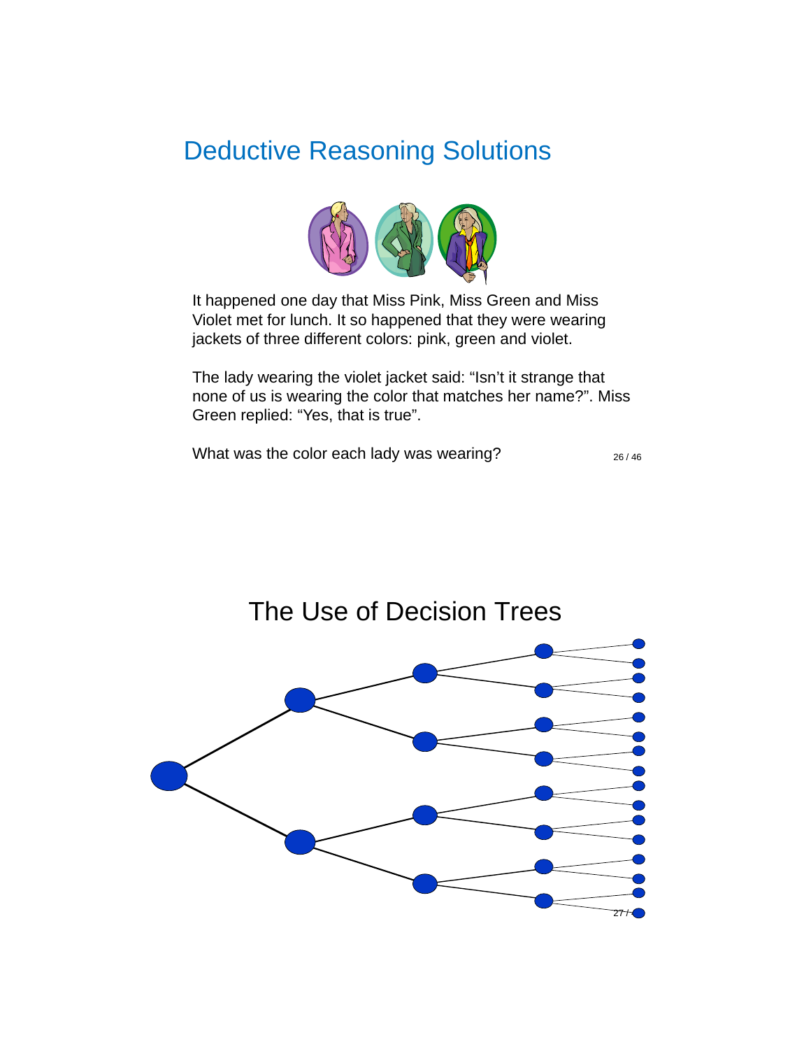## Deductive Reasoning Solutions

It happened one day that Miss Pink, Miss Green and Miss Violet met for lunch. It so happened that they were wearing jackets of three different colors: pink, green and violet.

The lady wearing the violet jacket said: “Isn’t it strange that none of us is wearing the color that matches her name?”. Miss Green replied: “Yes, that is true”.

What was the color each lady was wearing?

## The Use of Decision Trees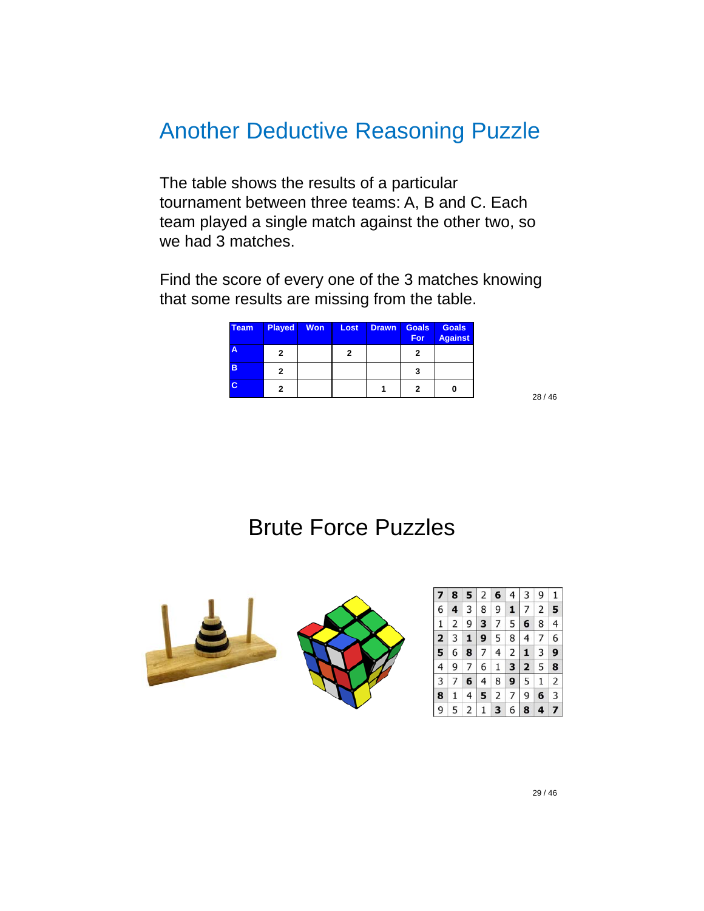## Another Deductive Reasoning Puzzle

The table shows the results of a particular tournament between three teams: A, B and C. Each team played a single match against the other two, so we had 3 matches.

Find the score of every one of the 3 matches knowing that some results are missing from the table.

| Team | Played | Won | Lost | Drawn | Goals For | Goals Against |
|---|---|---|---|---|---|---|
| A | 2 | | 2 | | 2 | |
| B | 2 | | | | 3 | |
| C | 2 | | | 1 | 2 | 0 |

## Brute Force Puzzles

| 7 | 8 | 5 | 2 | 6 | 4 | 3 | 9 | 1 |
|---|---|---|---|---|---|---|---|---|
| 6 | 4 | 3 | 8 | 9 | 1 | 7 | 2 | 5 |
| 1 | 2 | 9 | 3 | 7 | 5 | 6 | 8 | 4 |
| 2 | 3 | 1 | 9 | 5 | 8 | 4 | 7 | 6 |
| 5 | 6 | 8 | 7 | 4 | 2 | 1 | 3 | 9 |
| 4 | 9 | 7 | 6 | 1 | 3 | 2 | 5 | 8 |
| 3 | 7 | 6 | 4 | 8 | 9 | 5 | 1 | 2 |
| 8 | 1 | 4 | 5 | 2 | 7 | 9 | 6 | 3 |
| 9 | 5 | 2 | 1 | 3 | 6 | 8 | 4 | 7 |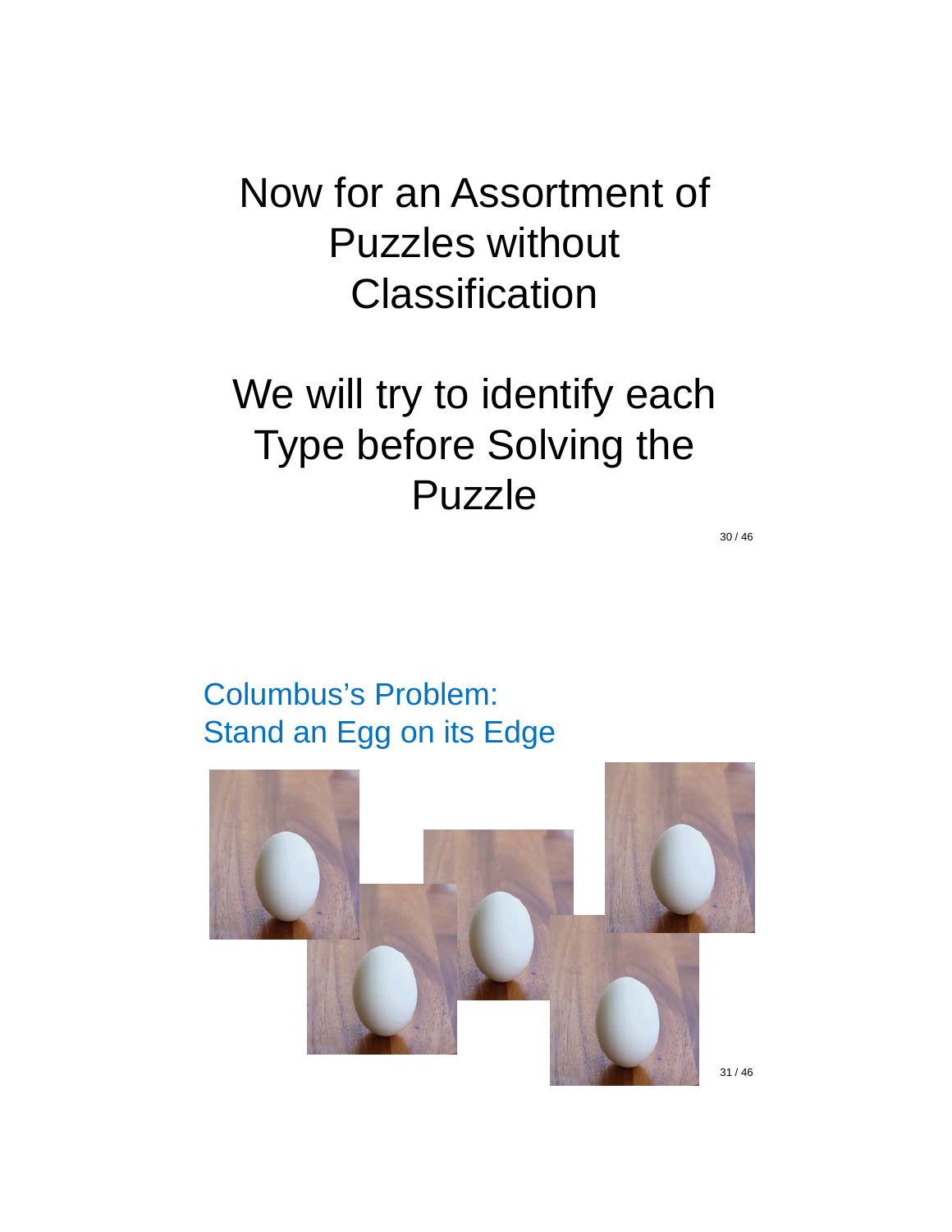# Now for an Assortment of Puzzles without Classification

# We will try to identify each Type before Solving the Puzzle

## Columbus's Problem: Stand an Egg on its Edge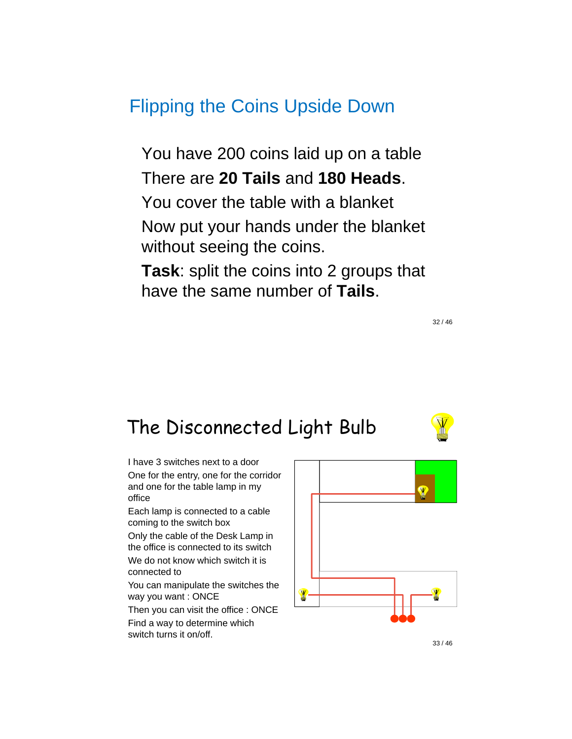## Flipping the Coins Upside Down

You have 200 coins laid up on a table

There are **20 Tails** and **180 Heads**.

You cover the table with a blanket

Now put your hands under the blanket without seeing the coins.

**Task**: split the coins into 2 groups that have the same number of **Tails**.

## The Disconnected Light Bulb

I have 3 switches next to a door

One for the entry, one for the corridor and one for the table lamp in my office

Each lamp is connected to a cable coming to the switch box

Only the cable of the Desk Lamp in the office is connected to its switch

We do not know which switch it is connected to

You can manipulate the switches the way you want : ONCE

Then you can visit the office : ONCE

Find a way to determine which switch turns it on/off.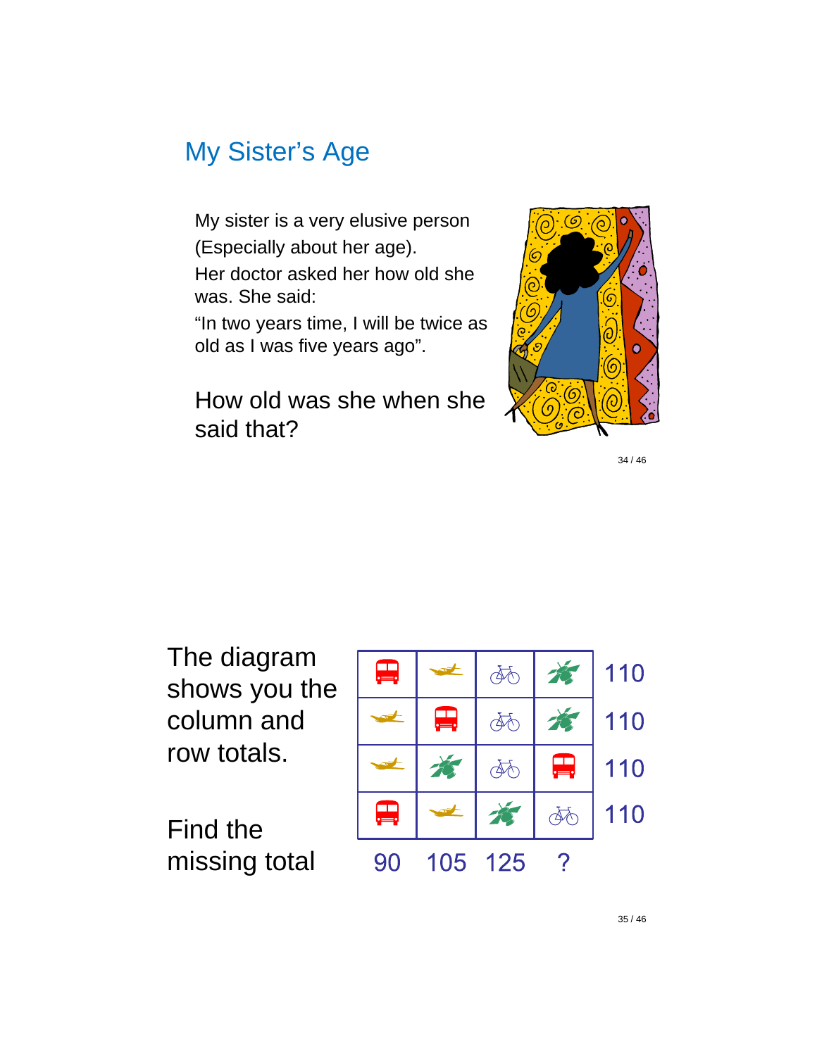## My Sister's Age

My sister is a very elusive person (Especially about her age).

Her doctor asked her how old she was. She said:

"In two years time, I will be twice as old as I was five years ago".

How old was she when she said that?

The diagram shows you the column and row totals.

Find the missing total

| | | | | |
|---|---|---|---|---|
| bus | plane | bicycle | plant | 110 |
| plane | bus | bicycle | plant | 110 |
| plane | plant | bicycle | bus | 110 |
| bus | plane | plant | bicycle | 110 |
| 90 | 105 | 125 | ? | |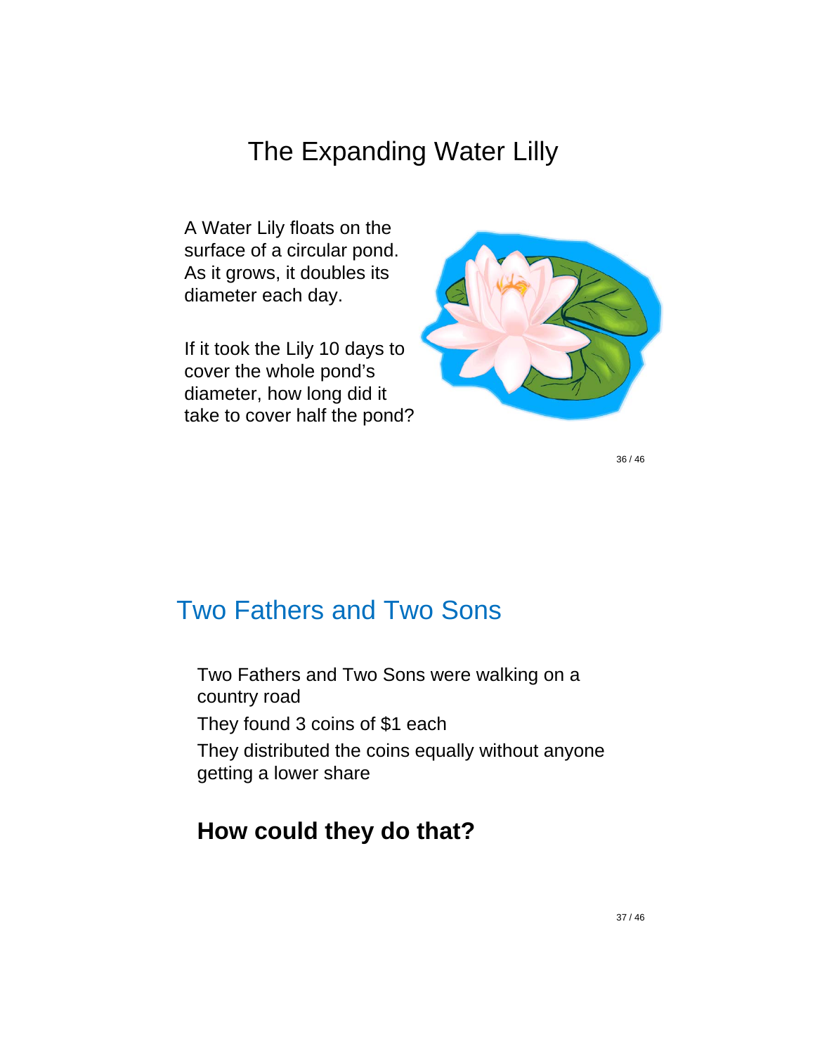# The Expanding Water Lilly

A Water Lily floats on the surface of a circular pond. As it grows, it doubles its diameter each day.

If it took the Lily 10 days to cover the whole pond's diameter, how long did it take to cover half the pond?

# Two Fathers and Two Sons

Two Fathers and Two Sons were walking on a country road

They found 3 coins of $1 each

They distributed the coins equally without anyone getting a lower share

## **How could they do that?**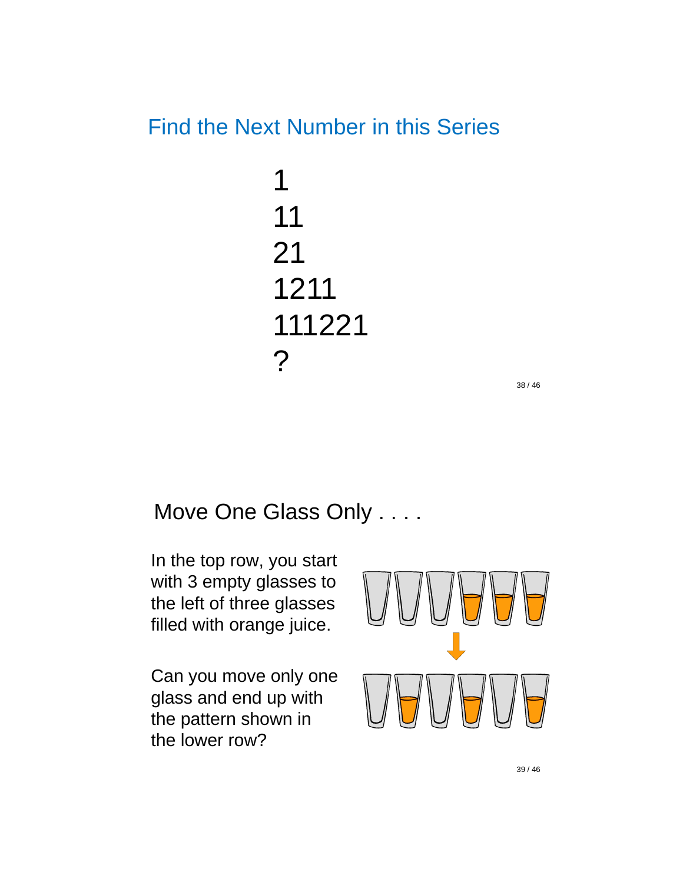## Find the Next Number in this Series

1
11
21
1211
111221
?

## Move One Glass Only . . . .

In the top row, you start with 3 empty glasses to the left of three glasses filled with orange juice.

Can you move only one glass and end up with the pattern shown in the lower row?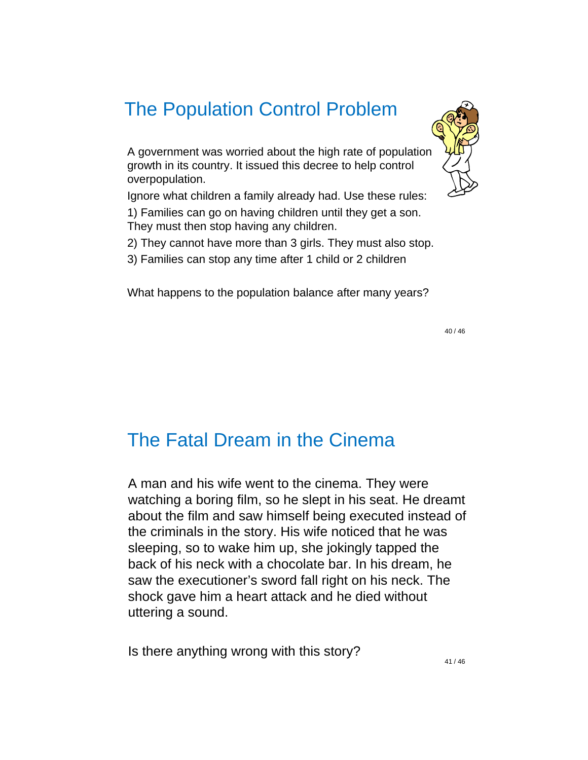# The Population Control Problem

A government was worried about the high rate of population growth in its country. It issued this decree to help control overpopulation.

Ignore what children a family already had. Use these rules:

1) Families can go on having children until they get a son. They must then stop having any children.

2) They cannot have more than 3 girls. They must also stop.

3) Families can stop any time after 1 child or 2 children

What happens to the population balance after many years?

# The Fatal Dream in the Cinema

A man and his wife went to the cinema. They were watching a boring film, so he slept in his seat. He dreamt about the film and saw himself being executed instead of the criminals in the story. His wife noticed that he was sleeping, so to wake him up, she jokingly tapped the back of his neck with a chocolate bar. In his dream, he saw the executioner's sword fall right on his neck. The shock gave him a heart attack and he died without uttering a sound.

Is there anything wrong with this story?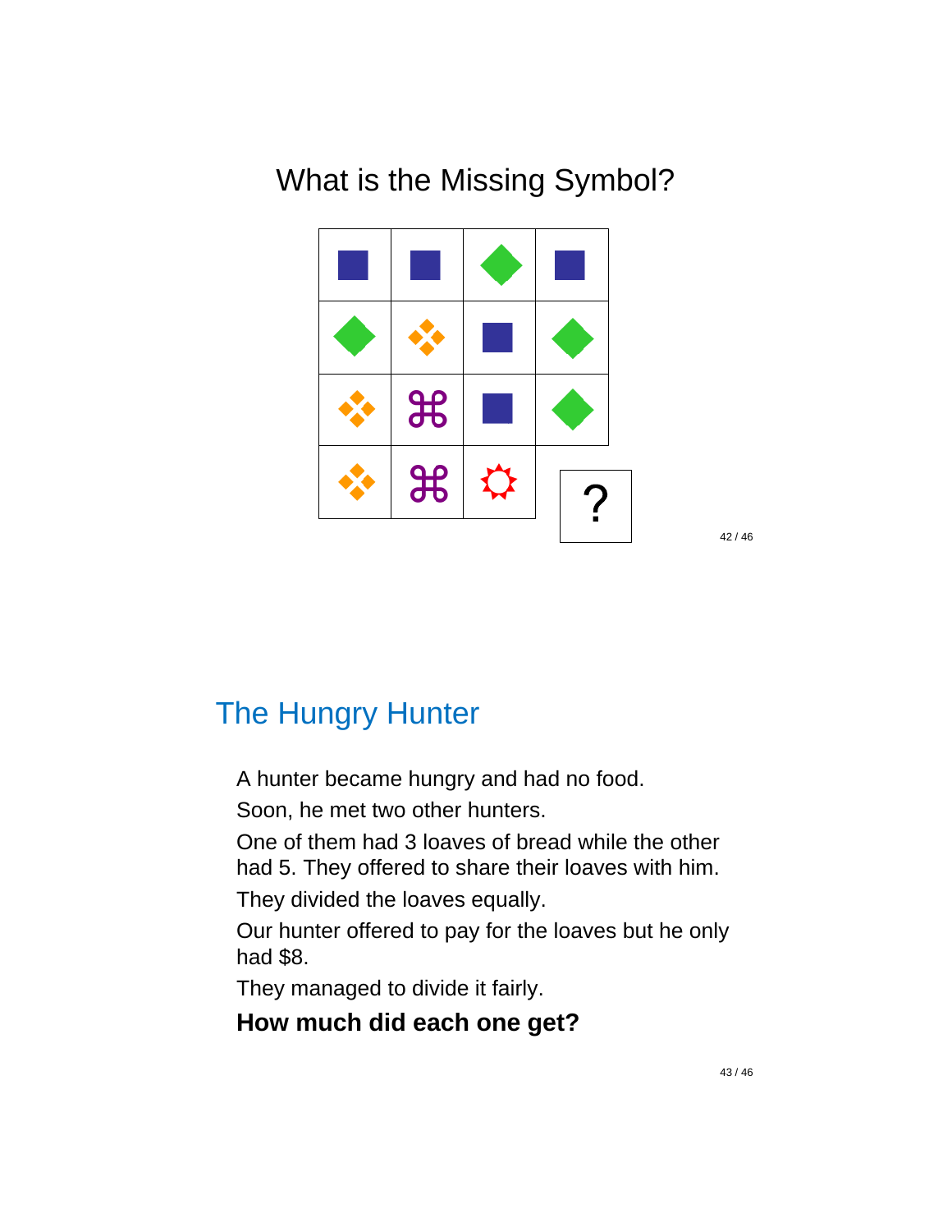## What is the Missing Symbol?

## The Hungry Hunter

A hunter became hungry and had no food.

Soon, he met two other hunters.

One of them had 3 loaves of bread while the other had 5. They offered to share their loaves with him.

They divided the loaves equally.

Our hunter offered to pay for the loaves but he only had $8.

They managed to divide it fairly.

**How much did each one get?**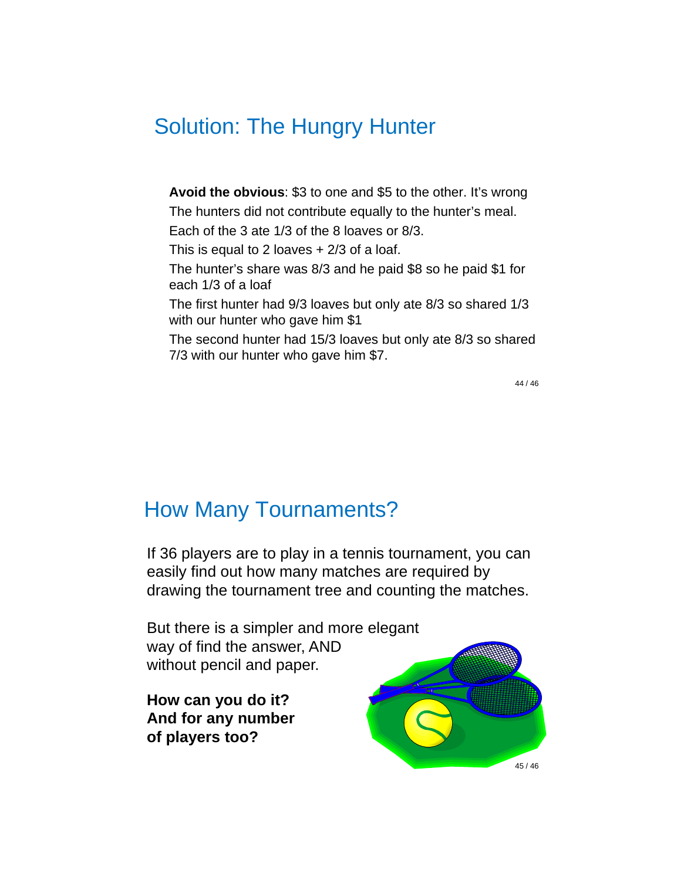## Solution: The Hungry Hunter

**Avoid the obvious**: $3 to one and $5 to the other. It's wrong

The hunters did not contribute equally to the hunter's meal.

Each of the 3 ate 1/3 of the 8 loaves or 8/3.

This is equal to 2 loaves + 2/3 of a loaf.

The hunter's share was 8/3 and he paid $8 so he paid $1 for each 1/3 of a loaf

The first hunter had 9/3 loaves but only ate 8/3 so shared 1/3 with our hunter who gave him $1

The second hunter had 15/3 loaves but only ate 8/3 so shared 7/3 with our hunter who gave him $7.

## How Many Tournaments?

If 36 players are to play in a tennis tournament, you can easily find out how many matches are required by drawing the tournament tree and counting the matches.

But there is a simpler and more elegant way of find the answer, AND without pencil and paper.

**How can you do it?**
**And for any number of players too?**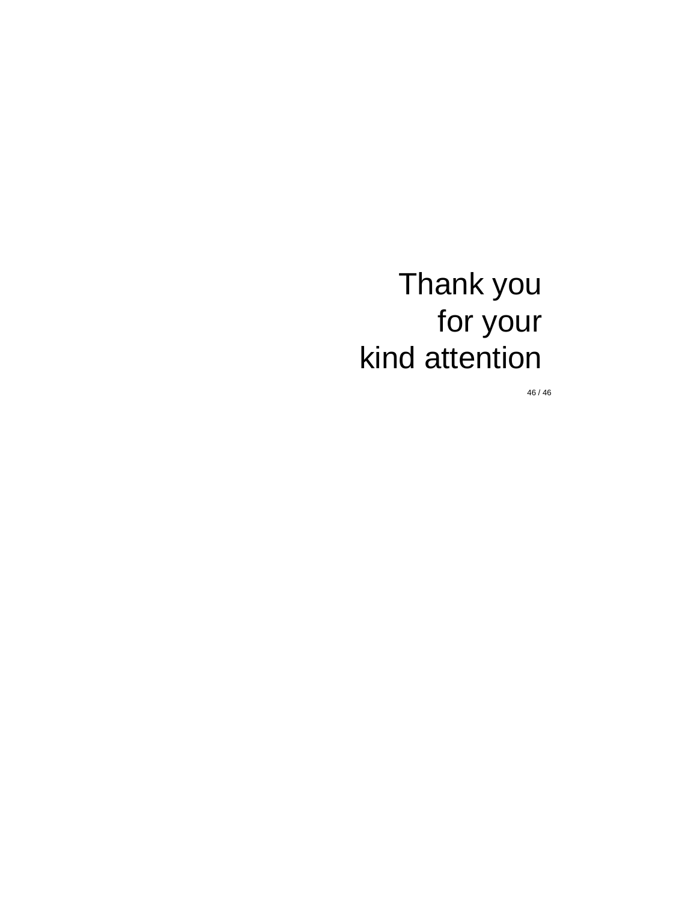Thank you
for your
kind attention